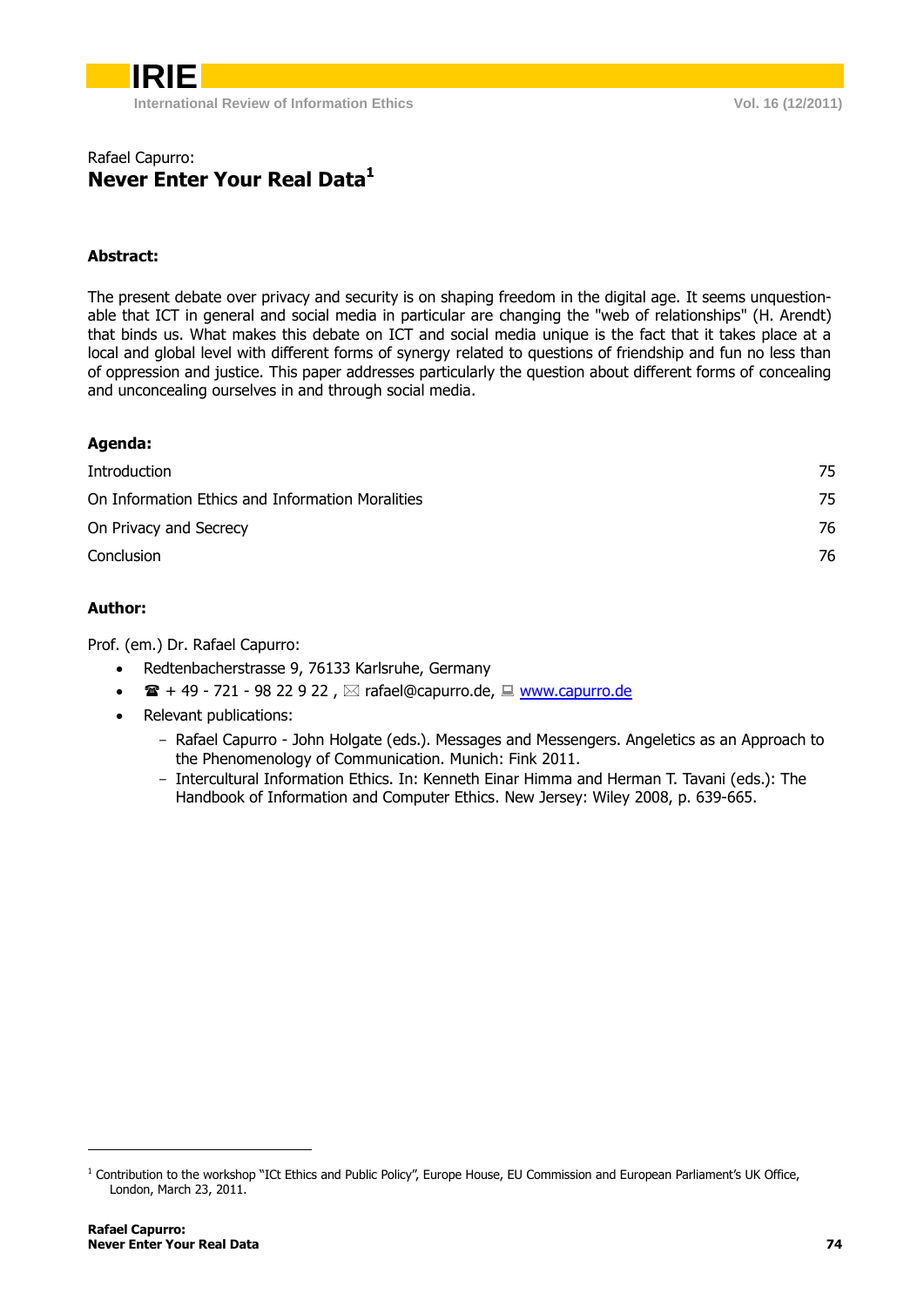Rafael Capurro:

# Never Enter Your Real Data[1]

**Abstract:**

The present debate over privacy and security is on shaping freedom in the digital age. It seems unquestionable that ICT in general and social media in particular are changing the "web of relationships" (H. Arendt) that binds us. What makes this debate on ICT and social media unique is the fact that it takes place at a local and global level with different forms of synergy related to questions of friendship and fun no less than of oppression and justice. This paper addresses particularly the question about different forms of concealing and unconcealing ourselves in and through social media.

**Agenda:**

| | |
|---|---|
| Introduction | 75 |
| On Information Ethics and Information Moralities | 75 |
| On Privacy and Secrecy | 76 |
| Conclusion | 76 |

**Author:**

Prof. (em.) Dr. Rafael Capurro:

- Redtenbacherstrasse 9, 76133 Karlsruhe, Germany
- ☎ + 49 - 721 - 98 22 9 22 , ✉ rafael@capurro.de, 🖳 www.capurro.de
- Relevant publications:
  - Rafael Capurro - John Holgate (eds.). Messages and Messengers. Angeletics as an Approach to the Phenomenology of Communication. Munich: Fink 2011.
  - Intercultural Information Ethics. In: Kenneth Einar Himma and Herman T. Tavani (eds.): The Handbook of Information and Computer Ethics. New Jersey: Wiley 2008, p. 639-665.

---

[1] Contribution to the workshop "ICt Ethics and Public Policy", Europe House, EU Commission and European Parliament's UK Office, London, March 23, 2011.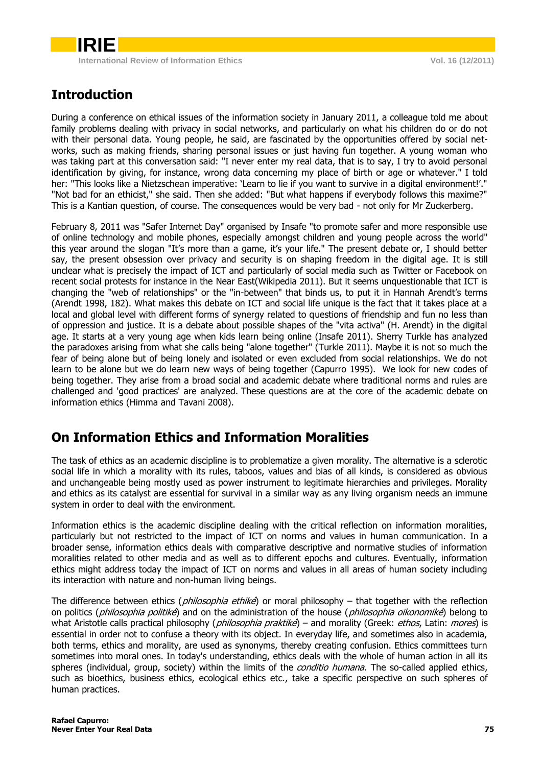## Introduction

During a conference on ethical issues of the information society in January 2011, a colleague told me about family problems dealing with privacy in social networks, and particularly on what his children do or do not with their personal data. Young people, he said, are fascinated by the opportunities offered by social networks, such as making friends, sharing personal issues or just having fun together. A young woman who was taking part at this conversation said: "I never enter my real data, that is to say, I try to avoid personal identification by giving, for instance, wrong data concerning my place of birth or age or whatever." I told her: "This looks like a Nietzschean imperative: 'Learn to lie if you want to survive in a digital environment!'." "Not bad for an ethicist," she said. Then she added: "But what happens if everybody follows this maxime?" This is a Kantian question, of course. The consequences would be very bad - not only for Mr Zuckerberg.

February 8, 2011 was "Safer Internet Day" organised by Insafe "to promote safer and more responsible use of online technology and mobile phones, especially amongst children and young people across the world" this year around the slogan "It's more than a game, it's your life." The present debate or, I should better say, the present obsession over privacy and security is on shaping freedom in the digital age. It is still unclear what is precisely the impact of ICT and particularly of social media such as Twitter or Facebook on recent social protests for instance in the Near East(Wikipedia 2011). But it seems unquestionable that ICT is changing the "web of relationships" or the "in-between" that binds us, to put it in Hannah Arendt's terms (Arendt 1998, 182). What makes this debate on ICT and social life unique is the fact that it takes place at a local and global level with different forms of synergy related to questions of friendship and fun no less than of oppression and justice. It is a debate about possible shapes of the "vita activa" (H. Arendt) in the digital age. It starts at a very young age when kids learn being online (Insafe 2011). Sherry Turkle has analyzed the paradoxes arising from what she calls being "alone together" (Turkle 2011). Maybe it is not so much the fear of being alone but of being lonely and isolated or even excluded from social relationships. We do not learn to be alone but we do learn new ways of being together (Capurro 1995). We look for new codes of being together. They arise from a broad social and academic debate where traditional norms and rules are challenged and 'good practices' are analyzed. These questions are at the core of the academic debate on information ethics (Himma and Tavani 2008).

## On Information Ethics and Information Moralities

The task of ethics as an academic discipline is to problematize a given morality. The alternative is a sclerotic social life in which a morality with its rules, taboos, values and bias of all kinds, is considered as obvious and unchangeable being mostly used as power instrument to legitimate hierarchies and privileges. Morality and ethics as its catalyst are essential for survival in a similar way as any living organism needs an immune system in order to deal with the environment.

Information ethics is the academic discipline dealing with the critical reflection on information moralities, particularly but not restricted to the impact of ICT on norms and values in human communication. In a broader sense, information ethics deals with comparative descriptive and normative studies of information moralities related to other media and as well as to different epochs and cultures. Eventually, information ethics might address today the impact of ICT on norms and values in all areas of human society including its interaction with nature and non-human living beings.

The difference between ethics (*philosophia ethikê*) or moral philosophy – that together with the reflection on politics (*philosophia politikê*) and on the administration of the house (*philosophia oikonomikê*) belong to what Aristotle calls practical philosophy (*philosophia praktikê*) – and morality (Greek: *ethos*, Latin: *mores*) is essential in order not to confuse a theory with its object. In everyday life, and sometimes also in academia, both terms, ethics and morality, are used as synonyms, thereby creating confusion. Ethics committees turn sometimes into moral ones. In today's understanding, ethics deals with the whole of human action in all its spheres (individual, group, society) within the limits of the *conditio humana*. The so-called applied ethics, such as bioethics, business ethics, ecological ethics etc., take a specific perspective on such spheres of human practices.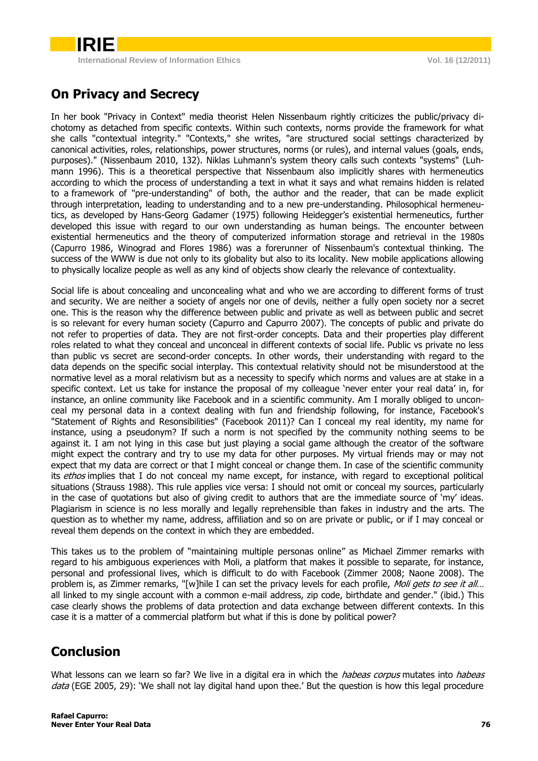## On Privacy and Secrecy

In her book "Privacy in Context" media theorist Helen Nissenbaum rightly criticizes the public/privacy dichotomy as detached from specific contexts. Within such contexts, norms provide the framework for what she calls "contextual integrity." "Contexts," she writes, "are structured social settings characterized by canonical activities, roles, relationships, power structures, norms (or rules), and internal values (goals, ends, purposes)." (Nissenbaum 2010, 132). Niklas Luhmann's system theory calls such contexts "systems" (Luhmann 1996). This is a theoretical perspective that Nissenbaum also implicitly shares with hermeneutics according to which the process of understanding a text in what it says and what remains hidden is related to a framework of "pre-understanding" of both, the author and the reader, that can be made explicit through interpretation, leading to understanding and to a new pre-understanding. Philosophical hermeneutics, as developed by Hans-Georg Gadamer (1975) following Heidegger's existential hermeneutics, further developed this issue with regard to our own understanding as human beings. The encounter between existential hermeneutics and the theory of computerized information storage and retrieval in the 1980s (Capurro 1986, Winograd and Flores 1986) was a forerunner of Nissenbaum's contextual thinking. The success of the WWW is due not only to its globality but also to its locality. New mobile applications allowing to physically localize people as well as any kind of objects show clearly the relevance of contextuality.

Social life is about concealing and unconcealing what and who we are according to different forms of trust and security. We are neither a society of angels nor one of devils, neither a fully open society nor a secret one. This is the reason why the difference between public and private as well as between public and secret is so relevant for every human society (Capurro and Capurro 2007). The concepts of public and private do not refer to properties of data. They are not first-order concepts. Data and their properties play different roles related to what they conceal and unconceal in different contexts of social life. Public vs private no less than public vs secret are second-order concepts. In other words, their understanding with regard to the data depends on the specific social interplay. This contextual relativity should not be misunderstood at the normative level as a moral relativism but as a necessity to specify which norms and values are at stake in a specific context. Let us take for instance the proposal of my colleague 'never enter your real data' in, for instance, an online community like Facebook and in a scientific community. Am I morally obliged to unconceal my personal data in a context dealing with fun and friendship following, for instance, Facebook's "Statement of Rights and Resonsibilities" (Facebook 2011)? Can I conceal my real identity, my name for instance, using a pseudonym? If such a norm is not specified by the community nothing seems to be against it. I am not lying in this case but just playing a social game although the creator of the software might expect the contrary and try to use my data for other purposes. My virtual friends may or may not expect that my data are correct or that I might conceal or change them. In case of the scientific community its *ethos* implies that I do not conceal my name except, for instance, with regard to exceptional political situations (Strauss 1988). This rule applies vice versa: I should not omit or conceal my sources, particularly in the case of quotations but also of giving credit to authors that are the immediate source of 'my' ideas. Plagiarism in science is no less morally and legally reprehensible than fakes in industry and the arts. The question as to whether my name, address, affiliation and so on are private or public, or if I may conceal or reveal them depends on the context in which they are embedded.

This takes us to the problem of "maintaining multiple personas online" as Michael Zimmer remarks with regard to his ambiguous experiences with Moli, a platform that makes it possible to separate, for instance, personal and professional lives, which is difficult to do with Facebook (Zimmer 2008; Naone 2008). The problem is, as Zimmer remarks, "[w]hile I can set the privacy levels for each profile, *Moli gets to see it all*… all linked to my single account with a common e-mail address, zip code, birthdate and gender." (ibid.) This case clearly shows the problems of data protection and data exchange between different contexts. In this case it is a matter of a commercial platform but what if this is done by political power?

## Conclusion

What lessons can we learn so far? We live in a digital era in which the *habeas corpus* mutates into *habeas data* (EGE 2005, 29): 'We shall not lay digital hand upon thee.' But the question is how this legal procedure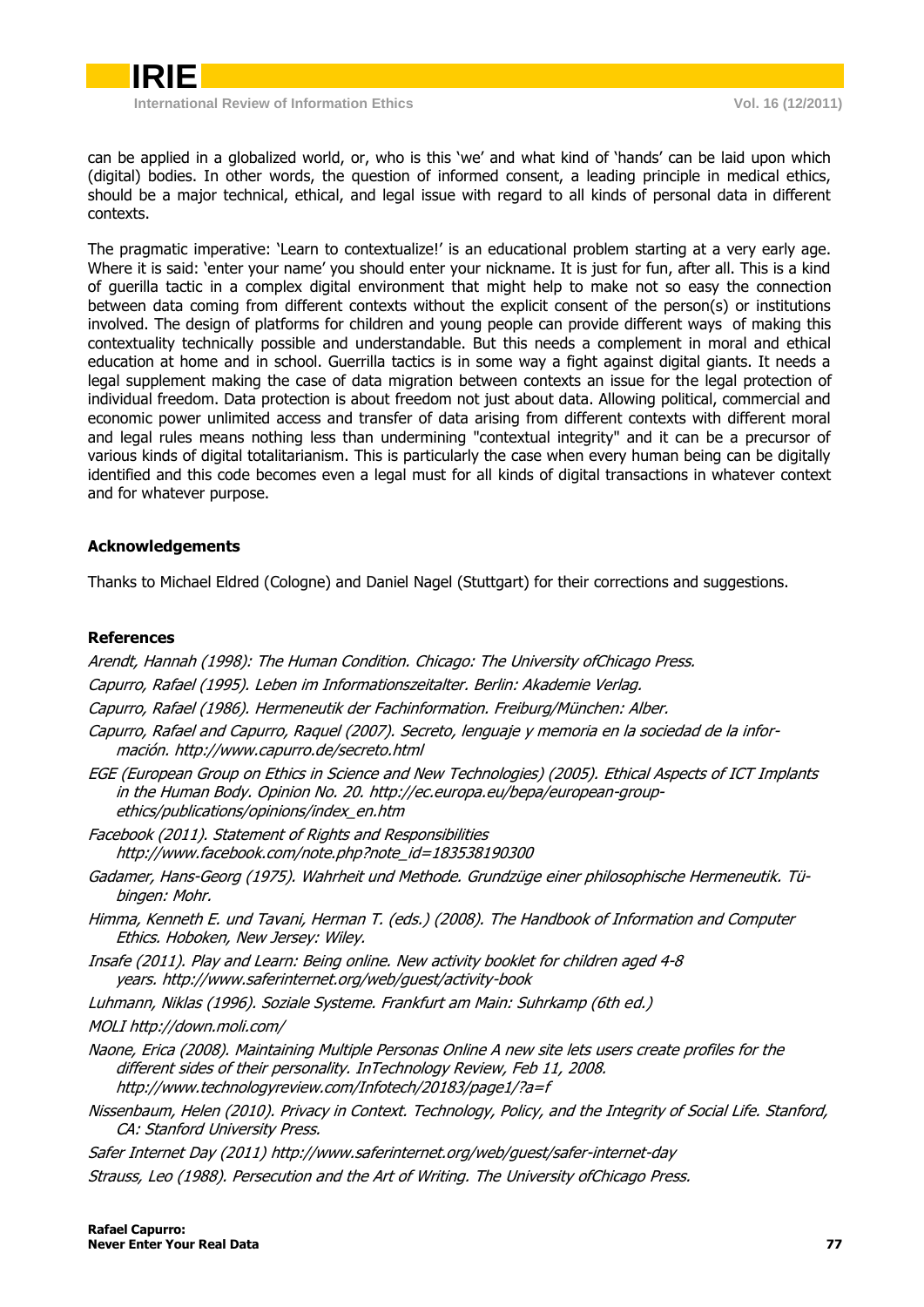can be applied in a globalized world, or, who is this 'we' and what kind of 'hands' can be laid upon which (digital) bodies. In other words, the question of informed consent, a leading principle in medical ethics, should be a major technical, ethical, and legal issue with regard to all kinds of personal data in different contexts.

The pragmatic imperative: 'Learn to contextualize!' is an educational problem starting at a very early age. Where it is said: 'enter your name' you should enter your nickname. It is just for fun, after all. This is a kind of guerilla tactic in a complex digital environment that might help to make not so easy the connection between data coming from different contexts without the explicit consent of the person(s) or institutions involved. The design of platforms for children and young people can provide different ways of making this contextuality technically possible and understandable. But this needs a complement in moral and ethical education at home and in school. Guerrilla tactics is in some way a fight against digital giants. It needs a legal supplement making the case of data migration between contexts an issue for the legal protection of individual freedom. Data protection is about freedom not just about data. Allowing political, commercial and economic power unlimited access and transfer of data arising from different contexts with different moral and legal rules means nothing less than undermining "contextual integrity" and it can be a precursor of various kinds of digital totalitarianism. This is particularly the case when every human being can be digitally identified and this code becomes even a legal must for all kinds of digital transactions in whatever context and for whatever purpose.

## Acknowledgements

Thanks to Michael Eldred (Cologne) and Daniel Nagel (Stuttgart) for their corrections and suggestions.

## References

*Arendt, Hannah (1998): The Human Condition. Chicago: The University ofChicago Press.*

*Capurro, Rafael (1995). Leben im Informationszeitalter. Berlin: Akademie Verlag.*

*Capurro, Rafael (1986). Hermeneutik der Fachinformation. Freiburg/München: Alber.*

*Capurro, Rafael and Capurro, Raquel (2007). Secreto, lenguaje y memoria en la sociedad de la información. http://www.capurro.de/secreto.html*

*EGE (European Group on Ethics in Science and New Technologies) (2005). Ethical Aspects of ICT Implants in the Human Body. Opinion No. 20. http://ec.europa.eu/bepa/european-group-ethics/publications/opinions/index_en.htm*

*Facebook (2011). Statement of Rights and Responsibilities http://www.facebook.com/note.php?note_id=183538190300*

*Gadamer, Hans-Georg (1975). Wahrheit und Methode. Grundzüge einer philosophische Hermeneutik. Tübingen: Mohr.*

*Himma, Kenneth E. und Tavani, Herman T. (eds.) (2008). The Handbook of Information and Computer Ethics. Hoboken, New Jersey: Wiley.*

*Insafe (2011). Play and Learn: Being online. New activity booklet for children aged 4-8 years. http://www.saferinternet.org/web/guest/activity-book*

*Luhmann, Niklas (1996). Soziale Systeme. Frankfurt am Main: Suhrkamp (6th ed.)*

*MOLI http://down.moli.com/*

*Naone, Erica (2008). Maintaining Multiple Personas Online A new site lets users create profiles for the different sides of their personality. InTechnology Review, Feb 11, 2008. http://www.technologyreview.com/Infotech/20183/page1/?a=f*

*Nissenbaum, Helen (2010). Privacy in Context. Technology, Policy, and the Integrity of Social Life. Stanford, CA: Stanford University Press.*

*Safer Internet Day (2011) http://www.saferinternet.org/web/guest/safer-internet-day*

*Strauss, Leo (1988). Persecution and the Art of Writing. The University ofChicago Press.*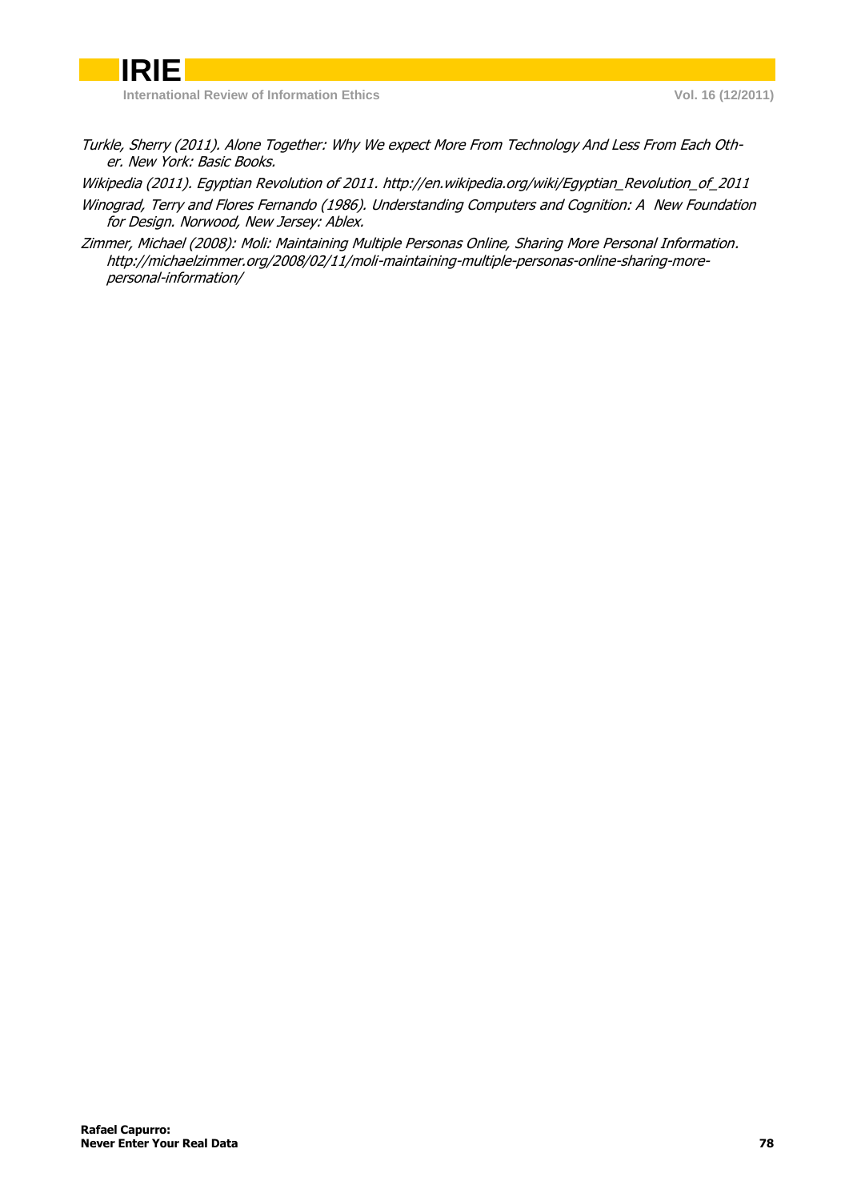*Turkle, Sherry (2011). Alone Together: Why We expect More From Technology And Less From Each Other. New York: Basic Books.*

*Wikipedia (2011). Egyptian Revolution of 2011. http://en.wikipedia.org/wiki/Egyptian_Revolution_of_2011*

*Winograd, Terry and Flores Fernando (1986). Understanding Computers and Cognition: A New Foundation for Design. Norwood, New Jersey: Ablex.*

*Zimmer, Michael (2008): Moli: Maintaining Multiple Personas Online, Sharing More Personal Information. http://michaelzimmer.org/2008/02/11/moli-maintaining-multiple-personas-online-sharing-more-personal-information/*